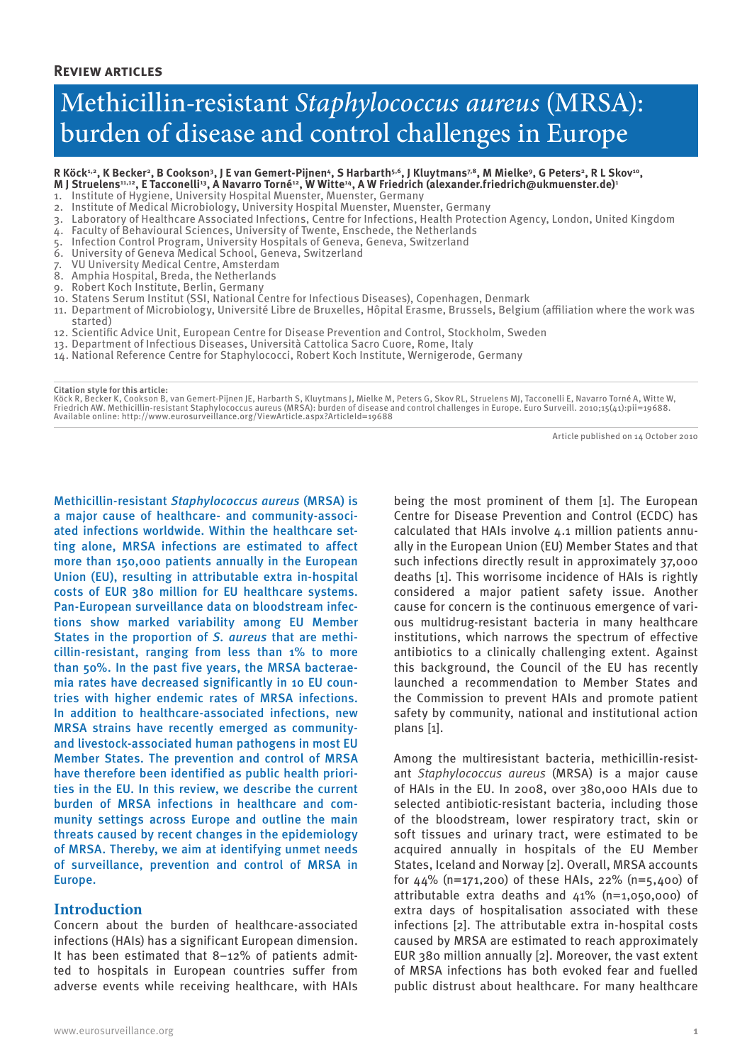**Review articles**

# Methicillin-resistant *Staphylococcus aureus* (MRSA): burden of disease and control challenges in Europe

**R Köck[1,2], K Becker[2], B Cookson[3], J E van Gemert-Pijnen[4], S Harbarth[5,6], J Kluytmans[7,8], M Mielke[9], G Peters[2], R L Skov[10], M J Struelens[11,12], E Tacconelli[13], A Navarro Torné[12], W Witte[14], A W Friedrich (alexander.friedrich@ukmuenster.de)[1]**

1. Institute of Hygiene, University Hospital Muenster, Muenster, Germany
2. Institute of Medical Microbiology, University Hospital Muenster, Muenster, Germany
3. Laboratory of Healthcare Associated Infections, Centre for Infections, Health Protection Agency, London, United Kingdom
4. Faculty of Behavioural Sciences, University of Twente, Enschede, the Netherlands
5. Infection Control Program, University Hospitals of Geneva, Geneva, Switzerland
6. University of Geneva Medical School, Geneva, Switzerland
7. VU University Medical Centre, Amsterdam
8. Amphia Hospital, Breda, the Netherlands
9. Robert Koch Institute, Berlin, Germany
10. Statens Serum Institut (SSI, National Centre for Infectious Diseases), Copenhagen, Denmark
11. Department of Microbiology, Université Libre de Bruxelles, Hôpital Erasme, Brussels, Belgium (affiliation where the work was started)
12. Scientific Advice Unit, European Centre for Disease Prevention and Control, Stockholm, Sweden
13. Department of Infectious Diseases, Università Cattolica Sacro Cuore, Rome, Italy
14. National Reference Centre for Staphylococci, Robert Koch Institute, Wernigerode, Germany

**Citation style for this article:**
Köck R, Becker K, Cookson B, van Gemert-Pijnen JE, Harbarth S, Kluytmans J, Mielke M, Peters G, Skov RL, Struelens MJ, Tacconelli E, Navarro Torné A, Witte W, Friedrich AW. Methicillin-resistant Staphylococcus aureus (MRSA): burden of disease and control challenges in Europe. Euro Surveill. 2010;15(41):pii=19688. Available online: http://www.eurosurveillance.org/ViewArticle.aspx?ArticleId=19688

Article published on 14 October 2010

Methicillin-resistant *Staphylococcus aureus* (MRSA) is a major cause of healthcare- and community-associated infections worldwide. Within the healthcare setting alone, MRSA infections are estimated to affect more than 150,000 patients annually in the European Union (EU), resulting in attributable extra in-hospital costs of EUR 380 million for EU healthcare systems. Pan-European surveillance data on bloodstream infections show marked variability among EU Member States in the proportion of *S. aureus* that are methicillin-resistant, ranging from less than 1% to more than 50%. In the past five years, the MRSA bacteraemia rates have decreased significantly in 10 EU countries with higher endemic rates of MRSA infections. In addition to healthcare-associated infections, new MRSA strains have recently emerged as community- and livestock-associated human pathogens in most EU Member States. The prevention and control of MRSA have therefore been identified as public health priorities in the EU. In this review, we describe the current burden of MRSA infections in healthcare and community settings across Europe and outline the main threats caused by recent changes in the epidemiology of MRSA. Thereby, we aim at identifying unmet needs of surveillance, prevention and control of MRSA in Europe.

## Introduction

Concern about the burden of healthcare-associated infections (HAIs) has a significant European dimension. It has been estimated that 8–12% of patients admitted to hospitals in European countries suffer from adverse events while receiving healthcare, with HAIs being the most prominent of them [1]. The European Centre for Disease Prevention and Control (ECDC) has calculated that HAIs involve 4.1 million patients annually in the European Union (EU) Member States and that such infections directly result in approximately 37,000 deaths [1]. This worrisome incidence of HAIs is rightly considered a major patient safety issue. Another cause for concern is the continuous emergence of various multidrug-resistant bacteria in many healthcare institutions, which narrows the spectrum of effective antibiotics to a clinically challenging extent. Against this background, the Council of the EU has recently launched a recommendation to Member States and the Commission to prevent HAIs and promote patient safety by community, national and institutional action plans [1].

Among the multiresistant bacteria, methicillin-resistant *Staphylococcus aureus* (MRSA) is a major cause of HAIs in the EU. In 2008, over 380,000 HAIs due to selected antibiotic-resistant bacteria, including those of the bloodstream, lower respiratory tract, skin or soft tissues and urinary tract, were estimated to be acquired annually in hospitals of the EU Member States, Iceland and Norway [2]. Overall, MRSA accounts for 44% (n=171,200) of these HAIs, 22% (n=5,400) of attributable extra deaths and 41% (n=1,050,000) of extra days of hospitalisation associated with these infections [2]. The attributable extra in-hospital costs caused by MRSA are estimated to reach approximately EUR 380 million annually [2]. Moreover, the vast extent of MRSA infections has both evoked fear and fuelled public distrust about healthcare. For many healthcare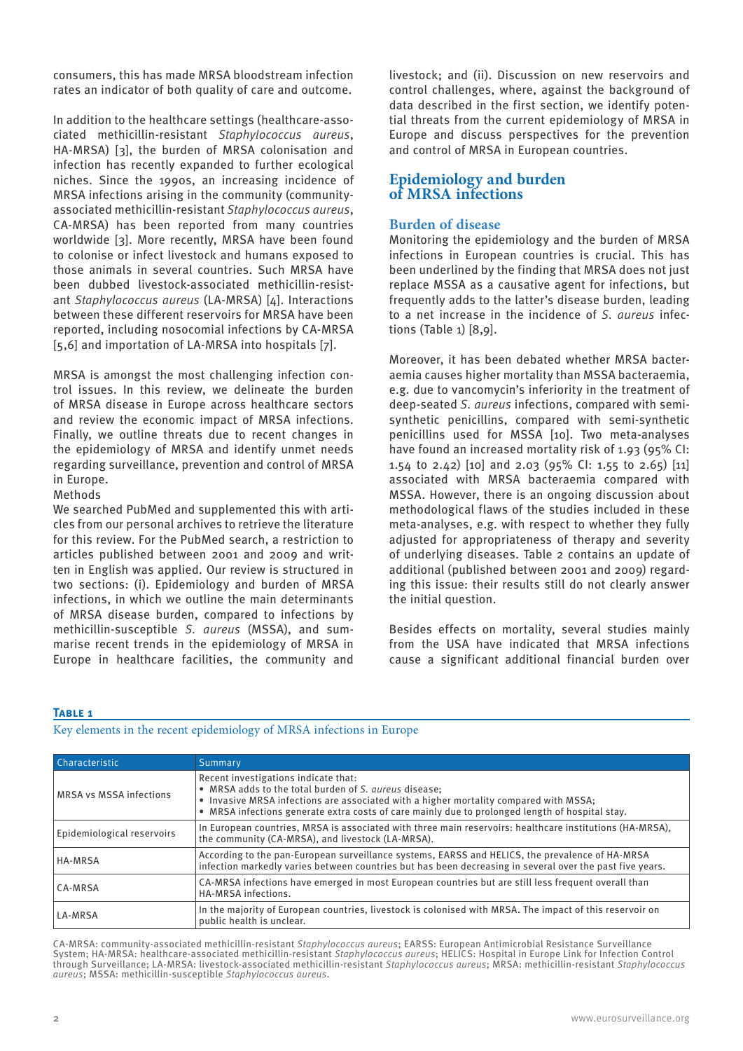consumers, this has made MRSA bloodstream infection rates an indicator of both quality of care and outcome.

In addition to the healthcare settings (healthcare-associated methicillin-resistant *Staphylococcus aureus*, HA-MRSA) [3], the burden of MRSA colonisation and infection has recently expanded to further ecological niches. Since the 1990s, an increasing incidence of MRSA infections arising in the community (community-associated methicillin-resistant *Staphylococcus aureus*, CA-MRSA) has been reported from many countries worldwide [3]. More recently, MRSA have been found to colonise or infect livestock and humans exposed to those animals in several countries. Such MRSA have been dubbed livestock-associated methicillin-resistant *Staphylococcus aureus* (LA-MRSA) [4]. Interactions between these different reservoirs for MRSA have been reported, including nosocomial infections by CA-MRSA [5,6] and importation of LA-MRSA into hospitals [7].

MRSA is amongst the most challenging infection control issues. In this review, we delineate the burden of MRSA disease in Europe across healthcare sectors and review the economic impact of MRSA infections. Finally, we outline threats due to recent changes in the epidemiology of MRSA and identify unmet needs regarding surveillance, prevention and control of MRSA in Europe.

Methods

We searched PubMed and supplemented this with articles from our personal archives to retrieve the literature for this review. For the PubMed search, a restriction to articles published between 2001 and 2009 and written in English was applied. Our review is structured in two sections: (i). Epidemiology and burden of MRSA infections, in which we outline the main determinants of MRSA disease burden, compared to infections by methicillin-susceptible *S. aureus* (MSSA), and summarise recent trends in the epidemiology of MRSA in Europe in healthcare facilities, the community and livestock; and (ii). Discussion on new reservoirs and control challenges, where, against the background of data described in the first section, we identify potential threats from the current epidemiology of MRSA in Europe and discuss perspectives for the prevention and control of MRSA in European countries.

## Epidemiology and burden of MRSA infections

### Burden of disease

Monitoring the epidemiology and the burden of MRSA infections in European countries is crucial. This has been underlined by the finding that MRSA does not just replace MSSA as a causative agent for infections, but frequently adds to the latter's disease burden, leading to a net increase in the incidence of *S. aureus* infections (Table 1) [8,9].

Moreover, it has been debated whether MRSA bacteraemia causes higher mortality than MSSA bacteraemia, e.g. due to vancomycin's inferiority in the treatment of deep-seated *S. aureus* infections, compared with semi-synthetic penicillins, compared with semi-synthetic penicillins used for MSSA [10]. Two meta-analyses have found an increased mortality risk of 1.93 (95% CI: 1.54 to 2.42) [10] and 2.03 (95% CI: 1.55 to 2.65) [11] associated with MRSA bacteraemia compared with MSSA. However, there is an ongoing discussion about methodological flaws of the studies included in these meta-analyses, e.g. with respect to whether they fully adjusted for appropriateness of therapy and severity of underlying diseases. Table 2 contains an update of additional (published between 2001 and 2009) regarding this issue: their results still do not clearly answer the initial question.

Besides effects on mortality, several studies mainly from the USA have indicated that MRSA infections cause a significant additional financial burden over

**Table 1**

Key elements in the recent epidemiology of MRSA infections in Europe

| Characteristic | Summary |
|---|---|
| MRSA vs MSSA infections | Recent investigations indicate that:<br>• MRSA adds to the total burden of *S. aureus* disease;<br>• Invasive MRSA infections are associated with a higher mortality compared with MSSA;<br>• MRSA infections generate extra costs of care mainly due to prolonged length of hospital stay. |
| Epidemiological reservoirs | In European countries, MRSA is associated with three main reservoirs: healthcare institutions (HA-MRSA), the community (CA-MRSA), and livestock (LA-MRSA). |
| HA-MRSA | According to the pan-European surveillance systems, EARSS and HELICS, the prevalence of HA-MRSA infection markedly varies between countries but has been decreasing in several over the past five years. |
| CA-MRSA | CA-MRSA infections have emerged in most European countries but are still less frequent overall than HA-MRSA infections. |
| LA-MRSA | In the majority of European countries, livestock is colonised with MRSA. The impact of this reservoir on public health is unclear. |

CA-MRSA: community-associated methicillin-resistant *Staphylococcus aureus*; EARSS: European Antimicrobial Resistance Surveillance System; HA-MRSA: healthcare-associated methicillin-resistant *Staphylococcus aureus*; HELICS: Hospital in Europe Link for Infection Control through Surveillance; LA-MRSA: livestock-associated methicillin-resistant *Staphylococcus aureus*; MRSA: methicillin-resistant *Staphylococcus aureus*; MSSA: methicillin-susceptible *Staphylococcus aureus*.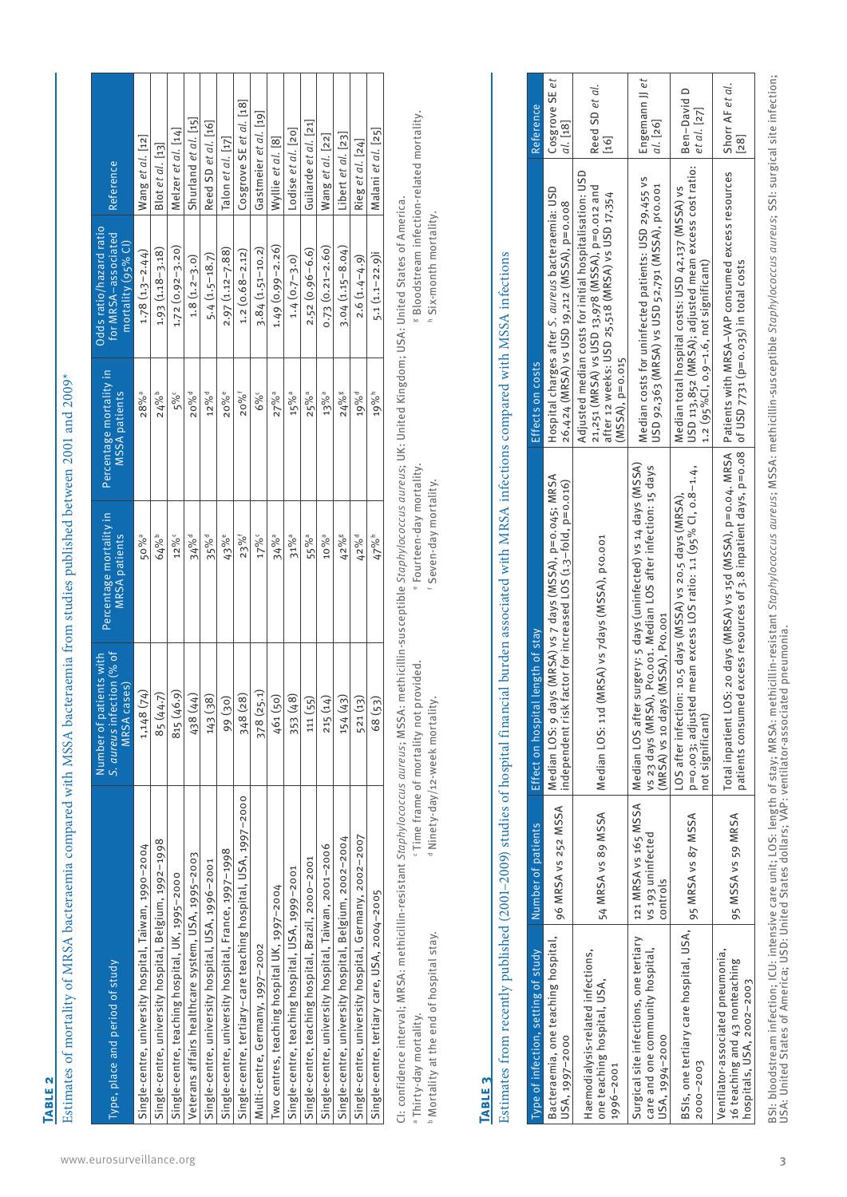**Table 2**

Estimates of mortality of MRSA bacteraemia compared with MSSA bacteraemia from studies published between 2001 and 2009*

| Type, place and period of study | Number of patients with *S. aureus* infection (% of MRSA cases) | Percentage mortality in MRSA patients | Percentage mortality in MSSA patients | Odds ratio/hazard ratio for MRSA-associated mortality (95% CI) | Reference |
|---|---|---|---|---|---|
| Single-centre, university hospital, Taiwan, 1990–2004 | 1,148 (74) | 50%[a] | 28%[a] | 1.78 (1.3–2.44) | Wang *et al.* [12] |
| Single-centre, university hospital, Belgium, 1992–1998 | 85 (44.7) | 64%[b] | 24%[b] | 1.93 (1.18–3.18) | Blot *et al.* [13] |
| Single-centre, teaching hospital, UK, 1995–2000 | 815 (46.9) | 12%[c] | 5%[c] | 1.72 (0.92–3.20) | Melzer *et al.* [14] |
| Veterans affairs healthcare system, USA, 1995–2003 | 438 (44) | 34%[d] | 20%[d] | 1.8 (1.2–3.0) | Shurland *et al.* [15] |
| Single-centre, university hospital, USA, 1996–2001 | 143 (38) | 35%[d] | 12%[d] | 5.4 (1.5–18.7) | Reed SD *et al.* [16] |
| Single-centre, university hospital, France, 1997–1998 | 99 (30) | 43%[e] | 20%[e] | 2.97 (1.12–7.88) | Talon *et al.* [17] |
| Single-centre, tertiary-care teaching hospital, USA, 1997–2000 | 348 (28) | 23%[f] | 20%[f] | 1.2 (0.68–2.12) | Cosgrove SE *et al.* [18] |
| Multi-centre, Germany, 1997–2002 | 378 (25.1) | 17%[c] | 6%[c] | 3.84 (1.51–10.2) | Gastmeier *et al.* [19] |
| Two centres, teaching hospital UK, 1997–2004 | 461 (50) | 34%[a] | 27%[a] | 1.49 (0.99–2.26) | Wyllie *et al.* [8] |
| Single-centre, teaching hospital, USA, 1999–2001 | 353 (48) | 31%[a] | 15%[a] | 1.4 (0.7–3.0) | Lodise *et al.* [20] |
| Single-centre, teaching hospital, Brazil, 2000–2001 | 111 (55) | 55%[a] | 25%[a] | 2.52 (0.96–6.6) | Guilarde *et al.* [21] |
| Single-centre, university hospital, Taiwan, 2001–2006 | 215 (14) | 10%[a] | 13%[a] | 0.73 (0.21–2.60) | Wang *et al.* [22] |
| Single-centre, university hospital, Belgium, 2002–2004 | 154 (43) | 42%[g] | 24%[g] | 3.04 (1.15–8.04) | Libert *et al.* [23] |
| Single-centre, university hospital, Germany, 2002–2007 | 521 (13) | 42%[d] | 19%[d] | 2.6 (1.4–4.9) | Rieg *et al.* [24] |
| Single-centre, tertiary care, USA, 2004–2005 | 68 (53) | 47%[h] | 19%[h] | 5.1 (1.1–22.9)i | Malani *et al.* [25] |

CI: confidence interval; MRSA: methicillin-resistant *Staphylococcus aureus*; MSSA: methicillin-susceptible *Staphylococcus aureus*; UK: United Kingdom; USA: United States of America.

[a] Thirty-day mortality.
[b] Mortality at the end of hospital stay.
[c] Time frame of mortality not provided.
[d] Ninety-day/12-week mortality.
[e] Fourteen-day mortality.
[f] Seven-day mortality.
[g] Bloodstream infection-related mortality.
[h] Six-month mortality.

**Table 3**

Estimates from recently published (2001–2009) studies of hospital financial burden associated with MRSA infections compared with MSSA infections

| Type of infection, setting of study | Number of patients | Effect on hospital length of stay | Effects on costs | Reference |
|---|---|---|---|---|
| Bacteraemia, one teaching hospital, USA, 1997–2000 | 96 MRSA vs 252 MSSA | Median LOS: 9 days (MRSA) vs 7 days (MSSA), p=0.045; MRSA independent risk factor for increased LOS (1.3-fold, p=0.016) | Hospital charges after *S. aureus* bacteraemia: USD 26,424 (MRSA) vs USD 19,212 (MSSA), p=0.008 | Cosgrove SE *et al.* [18] |
| Haemodialysis-related infections, one teaching hospital, USA, 1996–2001 | 54 MRSA vs 89 MSSA | Median LOS: 11d (MRSA) vs 7days (MSSA), p<0.001 | Adjusted median costs for initial hospitalisation: USD 21,251 (MRSA) vs USD 13,978 (MSSA), p=0.012 and after 12 weeks: USD 25,518 (MRSA) vs USD 17,354 (MSSA), p=0.015 | Reed SD *et al.* [16] |
| Surgical site infections, one tertiary care and one community hospital, USA, 1994–2000 | 121 MRSA vs 165 MSSA vs 193 uninfected controls | Median LOS after surgery: 5 days (uninfected) vs 14 days (MSSA) vs 23 days (MRSA), P<0.001. Median LOS after infection: 15 days (MRSA) vs 10 days (MSSA), P<0.001 | Median costs for uninfected patients: USD 29,455 vs USD 92,363 (MRSA) vs USD 52,791 (MSSA), p<0.001 | Engemann JJ *et al.* [26] |
| BSIs, one tertiary care hospital, USA, 2000–2003 | 95 MRSA vs 87 MSSA | LOS after infection: 10.5 days (MSSA) vs 20.5 days (MRSA), p=0.003; adjusted mean excess LOS ratio: 1.1 (95% CI, 0.8–1.4, not significant) | Median total hospital costs: USD 42,137 (MSSA) vs USD 113,852 (MRSA); adjusted mean excess cost ratio: 1.2 (95%CI, 0.9–1.6, not significant) | Ben-David D *et al.* [27] |
| Ventilator-associated pneumonia, 16 teaching and 43 nonteaching hospitals, USA, 2002–2003 | 95 MSSA vs 59 MRSA | Total inpatient LOS: 20 days (MRSA) vs 15d (MSSA), p=0.04. MRSA patients consumed excess resources of 3.8 inpatient days, p=0.08 | Patients with MRSA-VAP consumed excess resources of USD 7731 (p=0.035) in total costs | Shorr AF *et al.* [28] |

BSI: bloodstream infection; ICU: intensive care unit; LOS: length of stay; MRSA: methicillin-resistant *Staphylococcus aureus*; MSSA: methicillin-susceptible *Staphylococcus aureus*; SSI: surgical site infection; USA: United States of America; USD: United States dollars; VAP: ventilator-associated pneumonia.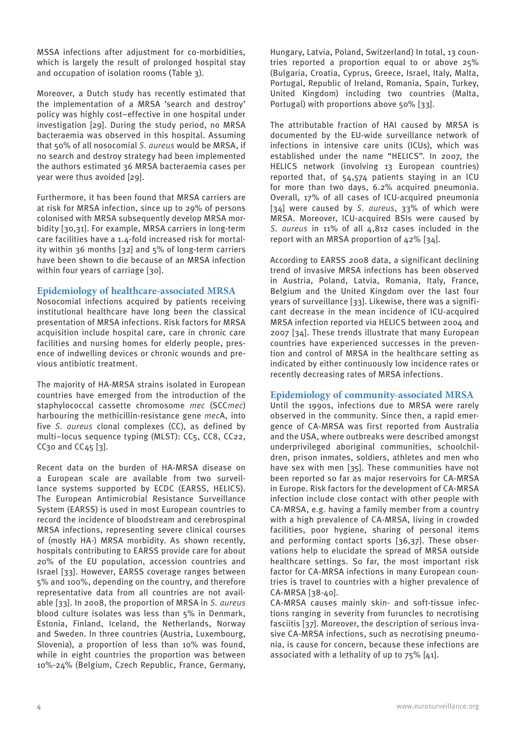MSSA infections after adjustment for co-morbidities, which is largely the result of prolonged hospital stay and occupation of isolation rooms (Table 3).

Moreover, a Dutch study has recently estimated that the implementation of a MRSA 'search and destroy' policy was highly cost–effective in one hospital under investigation [29]. During the study period, no MRSA bacteraemia was observed in this hospital. Assuming that 50% of all nosocomial *S. aureus* would be MRSA, if no search and destroy strategy had been implemented the authors estimated 36 MRSA bacteraemia cases per year were thus avoided [29].

Furthermore, it has been found that MRSA carriers are at risk for MRSA infection, since up to 29% of persons colonised with MRSA subsequently develop MRSA morbidity [30,31]. For example, MRSA carriers in long-term care facilities have a 1.4-fold increased risk for mortality within 36 months [32] and 5% of long-term carriers have been shown to die because of an MRSA infection within four years of carriage [30].

## Epidemiology of healthcare-associated MRSA

Nosocomial infections acquired by patients receiving institutional healthcare have long been the classical presentation of MRSA infections. Risk factors for MRSA acquisition include hospital care, care in chronic care facilities and nursing homes for elderly people, presence of indwelling devices or chronic wounds and previous antibiotic treatment.

The majority of HA-MRSA strains isolated in European countries have emerged from the introduction of the staphylococcal cassette chromosome *mec* (SCC*mec*) harbouring the methicillin-resistance gene *mec*A, into five *S. aureus* clonal complexes (CC), as defined by multi–locus sequence typing (MLST): CC5, CC8, CC22, CC30 and CC45 [3].

Recent data on the burden of HA-MRSA disease on a European scale are available from two surveillance systems supported by ECDC (EARSS, HELICS). The European Antimicrobial Resistance Surveillance System (EARSS) is used in most European countries to record the incidence of bloodstream and cerebrospinal MRSA infections, representing severe clinical courses of (mostly HA-) MRSA morbidity. As shown recently, hospitals contributing to EARSS provide care for about 20% of the EU population, accession countries and Israel [33]. However, EARSS coverage ranges between 5% and 100%, depending on the country, and therefore representative data from all countries are not available [33]. In 2008, the proportion of MRSA in *S. aureus* blood culture isolates was less than 5% in Denmark, Estonia, Finland, Iceland, the Netherlands, Norway and Sweden. In three countries (Austria, Luxembourg, Slovenia), a proportion of less than 10% was found, while in eight countries the proportion was between 10%-24% (Belgium, Czech Republic, France, Germany, Hungary, Latvia, Poland, Switzerland) In total, 13 countries reported a proportion equal to or above 25% (Bulgaria, Croatia, Cyprus, Greece, Israel, Italy, Malta, Portugal, Republic of Ireland, Romania, Spain, Turkey, United Kingdom) including two countries (Malta, Portugal) with proportions above 50% [33].

The attributable fraction of HAI caused by MRSA is documented by the EU-wide surveillance network of infections in intensive care units (ICUs), which was established under the name "HELICS". In 2007, the HELICS network (involving 13 European countries) reported that, of 54,574 patients staying in an ICU for more than two days, 6.2% acquired pneumonia. Overall, 17% of all cases of ICU-acquired pneumonia [34] were caused by *S. aureus*, 33% of which were MRSA. Moreover, ICU-acquired BSIs were caused by *S. aureus* in 11% of all 4,812 cases included in the report with an MRSA proportion of 42% [34].

According to EARSS 2008 data, a significant declining trend of invasive MRSA infections has been observed in Austria, Poland, Latvia, Romania, Italy, France, Belgium and the United Kingdom over the last four years of surveillance [33]. Likewise, there was a significant decrease in the mean incidence of ICU-acquired MRSA infection reported via HELICS between 2004 and 2007 [34]. These trends illustrate that many European countries have experienced successes in the prevention and control of MRSA in the healthcare setting as indicated by either continuously low incidence rates or recently decreasing rates of MRSA infections.

## Epidemiology of community-associated MRSA

Until the 1990s, infections due to MRSA were rarely observed in the community. Since then, a rapid emergence of CA-MRSA was first reported from Australia and the USA, where outbreaks were described amongst underprivileged aboriginal communities, schoolchildren, prison inmates, soldiers, athletes and men who have sex with men [35]. These communities have not been reported so far as major reservoirs for CA-MRSA in Europe. Risk factors for the development of CA-MRSA infection include close contact with other people with CA-MRSA, e.g. having a family member from a country with a high prevalence of CA-MRSA, living in crowded facilities, poor hygiene, sharing of personal items and performing contact sports [36,37]. These observations help to elucidate the spread of MRSA outside healthcare settings. So far, the most important risk factor for CA-MRSA infections in many European countries is travel to countries with a higher prevalence of CA-MRSA [38-40].

CA-MRSA causes mainly skin- and soft-tissue infections ranging in severity from furuncles to necrotising fasciitis [37]. Moreover, the description of serious invasive CA-MRSA infections, such as necrotising pneumonia, is cause for concern, because these infections are associated with a lethality of up to 75% [41].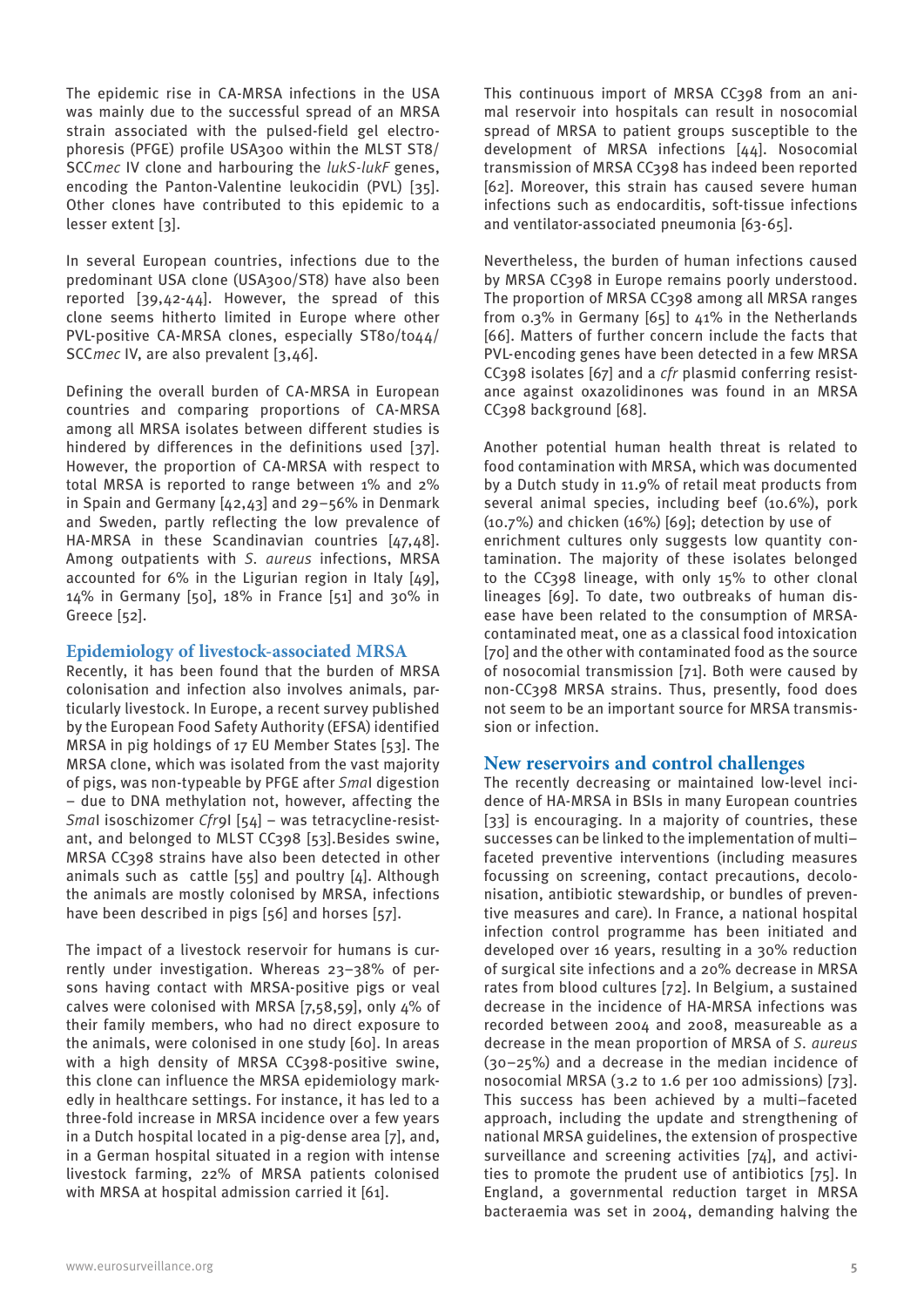The epidemic rise in CA-MRSA infections in the USA was mainly due to the successful spread of an MRSA strain associated with the pulsed-field gel electrophoresis (PFGE) profile USA300 within the MLST ST8/SCC*mec* IV clone and harbouring the *lukS-lukF* genes, encoding the Panton-Valentine leukocidin (PVL) [35]. Other clones have contributed to this epidemic to a lesser extent [3].

In several European countries, infections due to the predominant USA clone (USA300/ST8) have also been reported [39,42-44]. However, the spread of this clone seems hitherto limited in Europe where other PVL-positive CA-MRSA clones, especially ST80/t044/SCC*mec* IV, are also prevalent [3,46].

Defining the overall burden of CA-MRSA in European countries and comparing proportions of CA-MRSA among all MRSA isolates between different studies is hindered by differences in the definitions used [37]. However, the proportion of CA-MRSA with respect to total MRSA is reported to range between 1% and 2% in Spain and Germany [42,43] and 29–56% in Denmark and Sweden, partly reflecting the low prevalence of HA-MRSA in these Scandinavian countries [47,48]. Among outpatients with *S. aureus* infections, MRSA accounted for 6% in the Ligurian region in Italy [49], 14% in Germany [50], 18% in France [51] and 30% in Greece [52].

## Epidemiology of livestock-associated MRSA

Recently, it has been found that the burden of MRSA colonisation and infection also involves animals, particularly livestock. In Europe, a recent survey published by the European Food Safety Authority (EFSA) identified MRSA in pig holdings of 17 EU Member States [53]. The MRSA clone, which was isolated from the vast majority of pigs, was non-typeable by PFGE after *Sma*I digestion – due to DNA methylation not, however, affecting the *Sma*I isoschizomer *Cfr*9I [54] – was tetracycline-resistant, and belonged to MLST CC398 [53].Besides swine, MRSA CC398 strains have also been detected in other animals such as cattle [55] and poultry [4]. Although the animals are mostly colonised by MRSA, infections have been described in pigs [56] and horses [57].

The impact of a livestock reservoir for humans is currently under investigation. Whereas 23–38% of persons having contact with MRSA-positive pigs or veal calves were colonised with MRSA [7,58,59], only 4% of their family members, who had no direct exposure to the animals, were colonised in one study [60]. In areas with a high density of MRSA CC398-positive swine, this clone can influence the MRSA epidemiology markedly in healthcare settings. For instance, it has led to a three-fold increase in MRSA incidence over a few years in a Dutch hospital located in a pig-dense area [7], and, in a German hospital situated in a region with intense livestock farming, 22% of MRSA patients colonised with MRSA at hospital admission carried it [61].

This continuous import of MRSA CC398 from an animal reservoir into hospitals can result in nosocomial spread of MRSA to patient groups susceptible to the development of MRSA infections [44]. Nosocomial transmission of MRSA CC398 has indeed been reported [62]. Moreover, this strain has caused severe human infections such as endocarditis, soft-tissue infections and ventilator-associated pneumonia [63-65].

Nevertheless, the burden of human infections caused by MRSA CC398 in Europe remains poorly understood. The proportion of MRSA CC398 among all MRSA ranges from 0.3% in Germany [65] to 41% in the Netherlands [66]. Matters of further concern include the facts that PVL-encoding genes have been detected in a few MRSA CC398 isolates [67] and a *cfr* plasmid conferring resistance against oxazolidinones was found in an MRSA CC398 background [68].

Another potential human health threat is related to food contamination with MRSA, which was documented by a Dutch study in 11.9% of retail meat products from several animal species, including beef (10.6%), pork (10.7%) and chicken (16%) [69]; detection by use of enrichment cultures only suggests low quantity contamination. The majority of these isolates belonged to the CC398 lineage, with only 15% to other clonal lineages [69]. To date, two outbreaks of human disease have been related to the consumption of MRSA-contaminated meat, one as a classical food intoxication [70] and the other with contaminated food as the source of nosocomial transmission [71]. Both were caused by non-CC398 MRSA strains. Thus, presently, food does not seem to be an important source for MRSA transmission or infection.

## New reservoirs and control challenges

The recently decreasing or maintained low-level incidence of HA-MRSA in BSIs in many European countries [33] is encouraging. In a majority of countries, these successes can be linked to the implementation of multi–faceted preventive interventions (including measures focussing on screening, contact precautions, decolonisation, antibiotic stewardship, or bundles of preventive measures and care). In France, a national hospital infection control programme has been initiated and developed over 16 years, resulting in a 30% reduction of surgical site infections and a 20% decrease in MRSA rates from blood cultures [72]. In Belgium, a sustained decrease in the incidence of HA-MRSA infections was recorded between 2004 and 2008, measureable as a decrease in the mean proportion of MRSA of *S. aureus* (30–25%) and a decrease in the median incidence of nosocomial MRSA (3.2 to 1.6 per 100 admissions) [73]. This success has been achieved by a multi–faceted approach, including the update and strengthening of national MRSA guidelines, the extension of prospective surveillance and screening activities [74], and activities to promote the prudent use of antibiotics [75]. In England, a governmental reduction target in MRSA bacteraemia was set in 2004, demanding halving the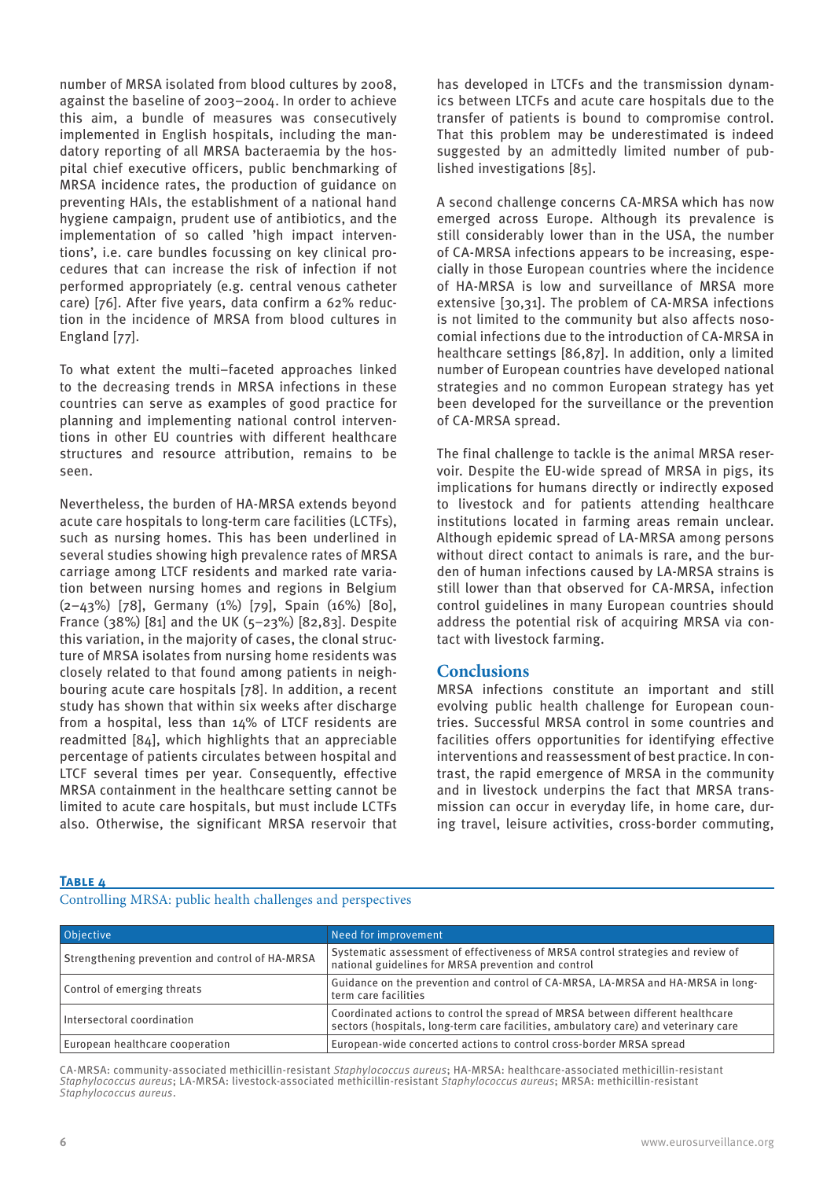number of MRSA isolated from blood cultures by 2008, against the baseline of 2003–2004. In order to achieve this aim, a bundle of measures was consecutively implemented in English hospitals, including the mandatory reporting of all MRSA bacteraemia by the hospital chief executive officers, public benchmarking of MRSA incidence rates, the production of guidance on preventing HAIs, the establishment of a national hand hygiene campaign, prudent use of antibiotics, and the implementation of so called 'high impact interventions', i.e. care bundles focussing on key clinical procedures that can increase the risk of infection if not performed appropriately (e.g. central venous catheter care) [76]. After five years, data confirm a 62% reduction in the incidence of MRSA from blood cultures in England [77].

To what extent the multi–faceted approaches linked to the decreasing trends in MRSA infections in these countries can serve as examples of good practice for planning and implementing national control interventions in other EU countries with different healthcare structures and resource attribution, remains to be seen.

Nevertheless, the burden of HA-MRSA extends beyond acute care hospitals to long-term care facilities (LCTFs), such as nursing homes. This has been underlined in several studies showing high prevalence rates of MRSA carriage among LTCF residents and marked rate variation between nursing homes and regions in Belgium (2–43%) [78], Germany (1%) [79], Spain (16%) [80], France (38%) [81] and the UK (5–23%) [82,83]. Despite this variation, in the majority of cases, the clonal structure of MRSA isolates from nursing home residents was closely related to that found among patients in neighbouring acute care hospitals [78]. In addition, a recent study has shown that within six weeks after discharge from a hospital, less than 14% of LTCF residents are readmitted [84], which highlights that an appreciable percentage of patients circulates between hospital and LTCF several times per year. Consequently, effective MRSA containment in the healthcare setting cannot be limited to acute care hospitals, but must include LCTFs also. Otherwise, the significant MRSA reservoir that has developed in LTCFs and the transmission dynamics between LTCFs and acute care hospitals due to the transfer of patients is bound to compromise control. That this problem may be underestimated is indeed suggested by an admittedly limited number of published investigations [85].

A second challenge concerns CA-MRSA which has now emerged across Europe. Although its prevalence is still considerably lower than in the USA, the number of CA-MRSA infections appears to be increasing, especially in those European countries where the incidence of HA-MRSA is low and surveillance of MRSA more extensive [30,31]. The problem of CA-MRSA infections is not limited to the community but also affects nosocomial infections due to the introduction of CA-MRSA in healthcare settings [86,87]. In addition, only a limited number of European countries have developed national strategies and no common European strategy has yet been developed for the surveillance or the prevention of CA-MRSA spread.

The final challenge to tackle is the animal MRSA reservoir. Despite the EU-wide spread of MRSA in pigs, its implications for humans directly or indirectly exposed to livestock and for patients attending healthcare institutions located in farming areas remain unclear. Although epidemic spread of LA-MRSA among persons without direct contact to animals is rare, and the burden of human infections caused by LA-MRSA strains is still lower than that observed for CA-MRSA, infection control guidelines in many European countries should address the potential risk of acquiring MRSA via contact with livestock farming.

## Conclusions

MRSA infections constitute an important and still evolving public health challenge for European countries. Successful MRSA control in some countries and facilities offers opportunities for identifying effective interventions and reassessment of best practice. In contrast, the rapid emergence of MRSA in the community and in livestock underpins the fact that MRSA transmission can occur in everyday life, in home care, during travel, leisure activities, cross-border commuting,

**Table 4**

Controlling MRSA: public health challenges and perspectives

| Objective | Need for improvement |
|---|---|
| Strengthening prevention and control of HA-MRSA | Systematic assessment of effectiveness of MRSA control strategies and review of national guidelines for MRSA prevention and control |
| Control of emerging threats | Guidance on the prevention and control of CA-MRSA, LA-MRSA and HA-MRSA in long-term care facilities |
| Intersectoral coordination | Coordinated actions to control the spread of MRSA between different healthcare sectors (hospitals, long-term care facilities, ambulatory care) and veterinary care |
| European healthcare cooperation | European-wide concerted actions to control cross-border MRSA spread |

CA-MRSA: community-associated methicillin-resistant *Staphylococcus aureus*; HA-MRSA: healthcare-associated methicillin-resistant *Staphylococcus aureus*; LA-MRSA: livestock-associated methicillin-resistant *Staphylococcus aureus*; MRSA: methicillin-resistant *Staphylococcus aureus*.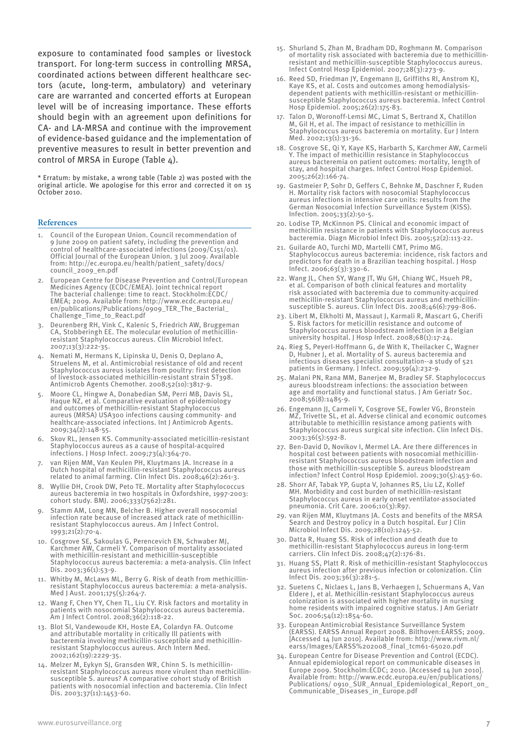exposure to contaminated food samples or livestock transport. For long-term success in controlling MRSA, coordinated actions between different healthcare sectors (acute, long-term, ambulatory) and veterinary care are warranted and concerted efforts at European level will be of increasing importance. These efforts should begin with an agreement upon definitions for CA- and LA-MRSA and continue with the improvement of evidence-based guidance and the implementation of preventive measures to result in better prevention and control of MRSA in Europe (Table 4).

* Erratum: by mistake, a wrong table (Table 2) was posted with the original article. We apologise for this error and corrected it on 15 October 2010.

## References

1. Council of the European Union. Council recommendation of 9 June 2009 on patient safety, including the prevention and control of healthcare-associated infections (2009/C151/01). Official Journal of the European Union. 3 Jul 2009. Available from: http://ec.europa.eu/health/patient_safety/docs/council_2009_en.pdf
2. European Centre for Disease Prevention and Control/European Medicines Agency (ECDC/EMEA). Joint technical report The bacterial challenge: time to react. Stockholm:ECDC/EMEA; 2009. Available from: http://www.ecdc.europa.eu/en/publications/Publications/0909_TER_The_Bacterial_Challenge_Time_to_React.pdf
3. Deurenberg RH, Vink C, Kalenic S, Friedrich AW, Bruggeman CA, Stobberingh EE. The molecular evolution of methicillin-resistant Staphylococcus aureus. Clin Microbiol Infect. 2007;13(3):222-35.
4. Nemati M, Hermans K, Lipinska U, Denis O, Deplano A, Struelens M, et al. Antimicrobial resistance of old and recent Staphylococcus aureus isolates from poultry: first detection of livestock-associated methicillin-resistant strain ST398. Antimicrob Agents Chemother. 2008;52(10):3817-9.
5. Moore CL, Hingwe A, Donabedian SM, Perri MB, Davis SL, Haque NZ, et al. Comparative evaluation of epidemiology and outcomes of methicillin-resistant Staphylococcus aureus (MRSA) USA300 infections causing community- and healthcare-associated infections. Int J Antimicrob Agents. 2009;34(2):148-55.
6. Skov RL, Jensen KS. Community-associated meticillin-resistant Staphylococcus aureus as a cause of hospital-acquired infections. J Hosp Infect. 2009;73(4):364-70.
7. van Rijen MM, Van Keulen PH, Kluytmans JA. Increase in a Dutch hospital of methicillin-resistant Staphylococcus aureus related to animal farming. Clin Infect Dis. 2008;46(2):261-3.
8. Wyllie DH, Crook DW, Peto TE. Mortality after Staphylococcus aureus bacteraemia in two hospitals in Oxfordshire, 1997-2003: cohort study. BMJ. 2006;333(7562):281.
9. Stamm AM, Long MN, Belcher B. Higher overall nosocomial infection rate because of increased attack rate of methicillin-resistant Staphylococcus aureus. Am J Infect Control. 1993;21(2):70-4.
10. Cosgrove SE, Sakoulas G, Perencevich EN, Schwaber MJ, Karchmer AW, Carmeli Y. Comparison of mortality associated with methicillin-resistant and methicillin-susceptible Staphylococcus aureus bacteremia: a meta-analysis. Clin Infect Dis. 2003;36(1):53-9.
11. Whitby M, McLaws ML, Berry G. Risk of death from methicillin-resistant Staphylococcus aureus bacteraemia: a meta-analysis. Med J Aust. 2001;175(5):264-7.
12. Wang F, Chen YY, Chen TL, Liu CY. Risk factors and mortality in patients with nosocomial Staphylococcus aureus bacteremia. Am J Infect Control. 2008;36(2):118-22.
13. Blot SI, Vandewoude KH, Hoste EA, Colardyn FA. Outcome and attributable mortality in critically Ill patients with bacteremia involving methicillin-susceptible and methicillin-resistant Staphylococcus aureus. Arch Intern Med. 2002;162(19):2229-35.
14. Melzer M, Eykyn SJ, Gransden WR, Chinn S. Is methicillin-resistant Staphylococcus aureus more virulent than methicillin-susceptible S. aureus? A comparative cohort study of British patients with nosocomial infection and bacteremia. Clin Infect Dis. 2003;37(11):1453-60.
15. Shurland S, Zhan M, Bradham DD, Roghmann M. Comparison of mortality risk associated with bacteremia due to methicillin-resistant and methicillin-susceptible Staphylococcus aureus. Infect Control Hosp Epidemiol. 2007;28(3):273-9.
16. Reed SD, Friedman JY, Engemann JJ, Griffiths RI, Anstrom KJ, Kaye KS, et al. Costs and outcomes among hemodialysis-dependent patients with methicillin-resistant or methicillin-susceptible Staphylococcus aureus bacteremia. Infect Control Hosp Epidemiol. 2005;26(2):175-83.
17. Talon D, Woronoff-Lemsi MC, Limat S, Bertrand X, Chatillon M, Gil H, et al. The impact of resistance to methicillin in Staphylococcus aureus bacteremia on mortality. Eur J Intern Med. 2002;13(1):31-36.
18. Cosgrove SE, Qi Y, Kaye KS, Harbarth S, Karchmer AW, Carmeli Y. The impact of methicillin resistance in Staphylococcus aureus bacteremia on patient outcomes: mortality, length of stay, and hospital charges. Infect Control Hosp Epidemiol. 2005;26(2):166-74.
19. Gastmeier P, Sohr D, Geffers C, Behnke M, Daschner F, Ruden H. Mortality risk factors with nosocomial Staphylococcus aureus infections in intensive care units: results from the German Nosocomial Infection Surveillance System (KISS). Infection. 2005;33(2):50-5.
20. Lodise TP, McKinnon PS. Clinical and economic impact of methicillin resistance in patients with Staphylococcus aureus bacteremia. Diagn Microbiol Infect Dis. 2005;52(2):113-22.
21. Guilarde AO, Turchi MD, Martelli CMT, Primo MG. Staphylococcus aureus bacteraemia: incidence, risk factors and predictors for death in a Brazilian teaching hospital. J Hosp Infect. 2006;63(3):330-6.
22. Wang JL, Chen SY, Wang JT, Wu GH, Chiang WC, Hsueh PR, et al. Comparison of both clinical features and mortality risk associated with bacteremia due to community-acquired methicillin-resistant Staphylococcus aureus and methicillin-susceptible S. aureus. Clin Infect Dis. 2008;46(6):799-806.
23. Libert M, Elkholti M, Massaut J, Karmali R, Mascart G, Cherifi S. Risk factors for meticillin resistance and outcome of Staphylococcus aureus bloodstream infection in a Belgian university hospital. J Hosp Infect. 2008;68(1):17-24.
24. Rieg S, Peyerl-Hoffmann G, de With K, Theilacker C, Wagner D, Hubner J, et al. Mortality of S. aureus bacteremia and infectious diseases specialist consultation--a study of 521 patients in Germany. J Infect. 2009;59(4):232-9.
25. Malani PN, Rana MM, Banerjee M, Bradley SF. Staphylococcus aureus bloodstream infections: the association between age and mortality and functional status. J Am Geriatr Soc. 2008;56(8):1485-9.
26. Engemann JJ, Carmeli Y, Cosgrove SE, Fowler VG, Bronstein MZ, Trivette SL, et al. Adverse clinical and economic outcomes attributable to methicillin resistance among patients with Staphylococcus aureus surgical site infection. Clin Infect Dis. 2003;36(5):592-8.
27. Ben-David D, Novikov I, Mermel LA. Are there differences in hospital cost between patients with nosocomial methicillin-resistant Staphylococcus aureus bloodstream infection and those with methicillin-susceptible S. aureus bloodstream infection? Infect Control Hosp Epidemiol. 2009;30(5):453-60.
28. Shorr AF, Tabak YP, Gupta V, Johannes RS, Liu LZ, Kollef MH. Morbidity and cost burden of methicillin-resistant Staphylococcus aureus in early onset ventilator-associated pneumonia. Crit Care. 2006;10(3):R97.
29. van Rijen MM, Kluytmans JA. Costs and benefits of the MRSA Search and Destroy policy in a Dutch hospital. Eur J Clin Microbiol Infect Dis. 2009;28(10):1245-52.
30. Datta R, Huang SS. Risk of infection and death due to methicillin-resistant Staphylococcus aureus in long-term carriers. Clin Infect Dis. 2008;47(2):176-81.
31. Huang SS, Platt R. Risk of methicillin-resistant Staphylococcus aureus infection after previous infection or colonization. Clin Infect Dis. 2003;36(3):281-5.
32. Suetens C, Niclaes L, Jans B, Verhaegen J, Schuermans A, Van Eldere J, et al. Methicillin-resistant Staphylococcus aureus colonization is associated with higher mortality in nursing home residents with impaired cognitive status. J Am Geriatr Soc. 2006;54(12):1854-60.
33. European Antimicrobial Resistance Surveillance System (EARSS). EARSS Annual Report 2008. Bilthoven:EARSS; 2009. [Accessed 14 Jun 2010]. Available from: http://www.rivm.nl/earss/Images/EARSS%202008_final_tcm61-65020.pdf
34. European Centre for Disease Prevention and Control (ECDC). Annual epidemiological report on communicable diseases in Europe 2009. Stockholm:ECDC; 2010. [Accessed 14 Jun 2010]. Available from: http://www.ecdc.europa.eu/en/publications/Publications/ 0910_SUR_Annual_Epidemiological_Report_on_Communicable_Diseases_in_Europe.pdf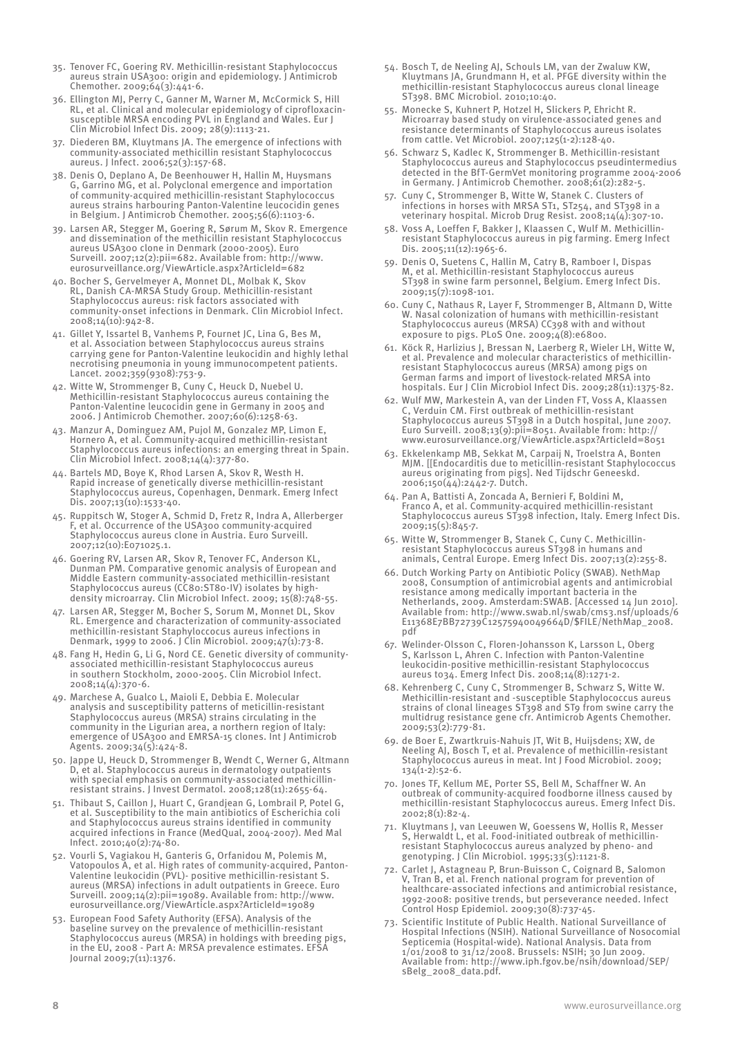35. Tenover FC, Goering RV. Methicillin-resistant Staphylococcus aureus strain USA300: origin and epidemiology. J Antimicrob Chemother. 2009;64(3):441-6.
36. Ellington MJ, Perry C, Ganner M, Warner M, McCormick S, Hill RL, et al. Clinical and molecular epidemiology of ciprofloxacin-susceptible MRSA encoding PVL in England and Wales. Eur J Clin Microbiol Infect Dis. 2009; 28(9):1113-21.
37. Diederen BM, Kluytmans JA. The emergence of infections with community-associated methicillin resistant Staphylococcus aureus. J Infect. 2006;52(3):157-68.
38. Denis O, Deplano A, De Beenhouwer H, Hallin M, Huysmans G, Garrino MG, et al. Polyclonal emergence and importation of community-acquired methicillin-resistant Staphylococcus aureus strains harbouring Panton-Valentine leucocidin genes in Belgium. J Antimicrob Chemother. 2005;56(6):1103-6.
39. Larsen AR, Stegger M, Goering R, Sørum M, Skov R. Emergence and dissemination of the methicillin resistant Staphylococcus aureus USA300 clone in Denmark (2000-2005). Euro Surveill. 2007;12(2):pii=682. Available from: http://www.eurosurveillance.org/ViewArticle.aspx?ArticleId=682
40. Bocher S, Gervelmeyer A, Monnet DL, Molbak K, Skov RL, Danish CA-MRSA Study Group. Methicillin-resistant Staphylococcus aureus: risk factors associated with community-onset infections in Denmark. Clin Microbiol Infect. 2008;14(10):942-8.
41. Gillet Y, Issartel B, Vanhems P, Fournet JC, Lina G, Bes M, et al. Association between Staphylococcus aureus strains carrying gene for Panton-Valentine leukocidin and highly lethal necrotising pneumonia in young immunocompetent patients. Lancet. 2002;359(9308):753-9.
42. Witte W, Strommenger B, Cuny C, Heuck D, Nuebel U. Methicillin-resistant Staphylococcus aureus containing the Panton-Valentine leucocidin gene in Germany in 2005 and 2006. J Antimicrob Chemother. 2007;60(6):1258-63.
43. Manzur A, Dominguez AM, Pujol M, Gonzalez MP, Limon E, Hornero A, et al. Community-acquired methicillin-resistant Staphylococcus aureus infections: an emerging threat in Spain. Clin Microbiol Infect. 2008;14(4):377-80.
44. Bartels MD, Boye K, Rhod Larsen A, Skov R, Westh H. Rapid increase of genetically diverse methicillin-resistant Staphylococcus aureus, Copenhagen, Denmark. Emerg Infect Dis. 2007;13(10):1533-40.
45. Ruppitsch W, Stoger A, Schmid D, Fretz R, Indra A, Allerberger F, et al. Occurrence of the USA300 community-acquired Staphylococcus aureus clone in Austria. Euro Surveill. 2007;12(10):E071025.1.
46. Goering RV, Larsen AR, Skov R, Tenover FC, Anderson KL, Dunman PM. Comparative genomic analysis of European and Middle Eastern community-associated methicillin-resistant Staphylococcus aureus (CC80:ST80-IV) isolates by high-density microarray. Clin Microbiol Infect. 2009; 15(8):748-55.
47. Larsen AR, Stegger M, Bocher S, Sorum M, Monnet DL, Skov RL. Emergence and characterization of community-associated methicillin-resistant Staphyloccocus aureus infections in Denmark, 1999 to 2006. J Clin Microbiol. 2009;47(1):73-8.
48. Fang H, Hedin G, Li G, Nord CE. Genetic diversity of community-associated methicillin-resistant Staphylococcus aureus in southern Stockholm, 2000-2005. Clin Microbiol Infect. 2008;14(4):370-6.
49. Marchese A, Gualco L, Maioli E, Debbia E. Molecular analysis and susceptibility patterns of meticillin-resistant Staphylococcus aureus (MRSA) strains circulating in the community in the Ligurian area, a northern region of Italy: emergence of USA300 and EMRSA-15 clones. Int J Antimicrob Agents. 2009;34(5):424-8.
50. Jappe U, Heuck D, Strommenger B, Wendt C, Werner G, Altmann D, et al. Staphylococcus aureus in dermatology outpatients with special emphasis on community-associated methicillin-resistant strains. J Invest Dermatol. 2008;128(11):2655-64.
51. Thibaut S, Caillon J, Huart C, Grandjean G, Lombrail P, Potel G, et al. Susceptibility to the main antibiotics of Escherichia coli and Staphylococcus aureus strains identified in community acquired infections in France (MedQual, 2004-2007). Med Mal Infect. 2010;40(2):74-80.
52. Vourli S, Vagiakou H, Ganteris G, Orfanidou M, Polemis M, Vatopoulos A, et al. High rates of community-acquired, Panton-Valentine leukocidin (PVL)- positive methicillin-resistant S. aureus (MRSA) infections in adult outpatients in Greece. Euro Surveill. 2009;14(2):pii=19089. Available from: http://www.eurosurveillance.org/ViewArticle.aspx?ArticleId=19089
53. European Food Safety Authority (EFSA). Analysis of the baseline survey on the prevalence of methicillin-resistant Staphylococcus aureus (MRSA) in holdings with breeding pigs, in the EU, 2008 - Part A: MRSA prevalence estimates. EFSA Journal 2009;7(11):1376.
54. Bosch T, de Neeling AJ, Schouls LM, van der Zwaluw KW, Kluytmans JA, Grundmann H, et al. PFGE diversity within the methicillin-resistant Staphylococcus aureus clonal lineage ST398. BMC Microbiol. 2010;10:40.
55. Monecke S, Kuhnert P, Hotzel H, Slickers P, Ehricht R. Microarray based study on virulence-associated genes and resistance determinants of Staphylococcus aureus isolates from cattle. Vet Microbiol. 2007;125(1-2):128-40.
56. Schwarz S, Kadlec K, Strommenger B. Methicillin-resistant Staphylococcus aureus and Staphylococcus pseudintermedius detected in the BfT-GermVet monitoring programme 2004-2006 in Germany. J Antimicrob Chemother. 2008;61(2):282-5.
57. Cuny C, Strommenger B, Witte W, Stanek C. Clusters of infections in horses with MRSA ST1, ST254, and ST398 in a veterinary hospital. Microb Drug Resist. 2008;14(4):307-10.
58. Voss A, Loeffen F, Bakker J, Klaassen C, Wulf M. Methicillin-resistant Staphylococcus aureus in pig farming. Emerg Infect Dis. 2005;11(12):1965-6.
59. Denis O, Suetens C, Hallin M, Catry B, Ramboer I, Dispas M, et al. Methicillin-resistant Staphylococcus aureus ST398 in swine farm personnel, Belgium. Emerg Infect Dis. 2009;15(7):1098-101.
60. Cuny C, Nathaus R, Layer F, Strommenger B, Altmann D, Witte W. Nasal colonization of humans with methicillin-resistant Staphylococcus aureus (MRSA) CC398 with and without exposure to pigs. PLoS One. 2009;4(8):e6800.
61. Köck R, Harlizius J, Bressan N, Laerberg R, Wieler LH, Witte W, et al. Prevalence and molecular characteristics of methicillin-resistant Staphylococcus aureus (MRSA) among pigs on German farms and import of livestock-related MRSA into hospitals. Eur J Clin Microbiol Infect Dis. 2009;28(11):1375-82.
62. Wulf MW, Markestein A, van der Linden FT, Voss A, Klaassen C, Verduin CM. First outbreak of methicillin-resistant Staphylococcus aureus ST398 in a Dutch hospital, June 2007. Euro Surveill. 2008;13(9):pii=8051. Available from: http://www.eurosurveillance.org/ViewArticle.aspx?ArticleId=8051
63. Ekkelenkamp MB, Sekkat M, Carpaij N, Troelstra A, Bonten MJM. [[Endocarditis due to meticillin-resistant Staphylococcus aureus originating from pigs]. Ned Tijdschr Geneeskd. 2006;150(44):2442-7. Dutch.
64. Pan A, Battisti A, Zoncada A, Bernieri F, Boldini M, Franco A, et al. Community-acquired methicillin-resistant Staphylococcus aureus ST398 infection, Italy. Emerg Infect Dis. 2009;15(5):845-7.
65. Witte W, Strommenger B, Stanek C, Cuny C. Methicillin-resistant Staphylococcus aureus ST398 in humans and animals, Central Europe. Emerg Infect Dis. 2007;13(2):255-8.
66. Dutch Working Party on Antibiotic Policy (SWAB). NethMap 2008, Consumption of antimicrobial agents and antimicrobial resistance among medically important bacteria in the Netherlands, 2009. Amsterdam:SWAB. [Accessed 14 Jun 2010]. Available from: http://www.swab.nl/swab/cms3.nsf/uploads/6E11368E7BB72739C12575940049664D/$FILE/NethMap_2008.pdf
67. Welinder-Olsson C, Floren-Johansson K, Larsson L, Oberg S, Karlsson L, Ahren C. Infection with Panton-Valentine leukocidin-positive methicillin-resistant Staphylococcus aureus t034. Emerg Infect Dis. 2008;14(8):1271-2.
68. Kehrenberg C, Cuny C, Strommenger B, Schwarz S, Witte W. Methicillin-resistant and -susceptible Staphylococcus aureus strains of clonal lineages ST398 and ST9 from swine carry the multidrug resistance gene cfr. Antimicrob Agents Chemother. 2009;53(2):779-81.
69. de Boer E, Zwartkruis-Nahuis JT, Wit B, Huijsdens; XW, de Neeling AJ, Bosch T, et al. Prevalence of methicillin-resistant Staphylococcus aureus in meat. Int J Food Microbiol. 2009; 134(1-2):52-6.
70. Jones TF, Kellum ME, Porter SS, Bell M, Schaffner W. An outbreak of community-acquired foodborne illness caused by methicillin-resistant Staphylococcus aureus. Emerg Infect Dis. 2002;8(1):82-4.
71. Kluytmans J, van Leeuwen W, Goessens W, Hollis R, Messer S, Herwaldt L, et al. Food-initiated outbreak of methicillin-resistant Staphylococcus aureus analyzed by pheno- and genotyping. J Clin Microbiol. 1995;33(5):1121-8.
72. Carlet J, Astagneau P, Brun-Buisson C, Coignard B, Salomon V, Tran B, et al. French national program for prevention of healthcare-associated infections and antimicrobial resistance, 1992-2008: positive trends, but perseverance needed. Infect Control Hosp Epidemiol. 2009;30(8):737-45.
73. Scientific Institute of Public Health. National Surveillance of Hospital Infections (NSIH). National Surveillance of Nosocomial Septicemia (Hospital-wide). National Analysis. Data from 1/01/2008 to 31/12/2008. Brussels: NSIH; 30 Jun 2009. Available from: http://www.iph.fgov.be/nsih/download/SEP/sBelg_2008_data.pdf.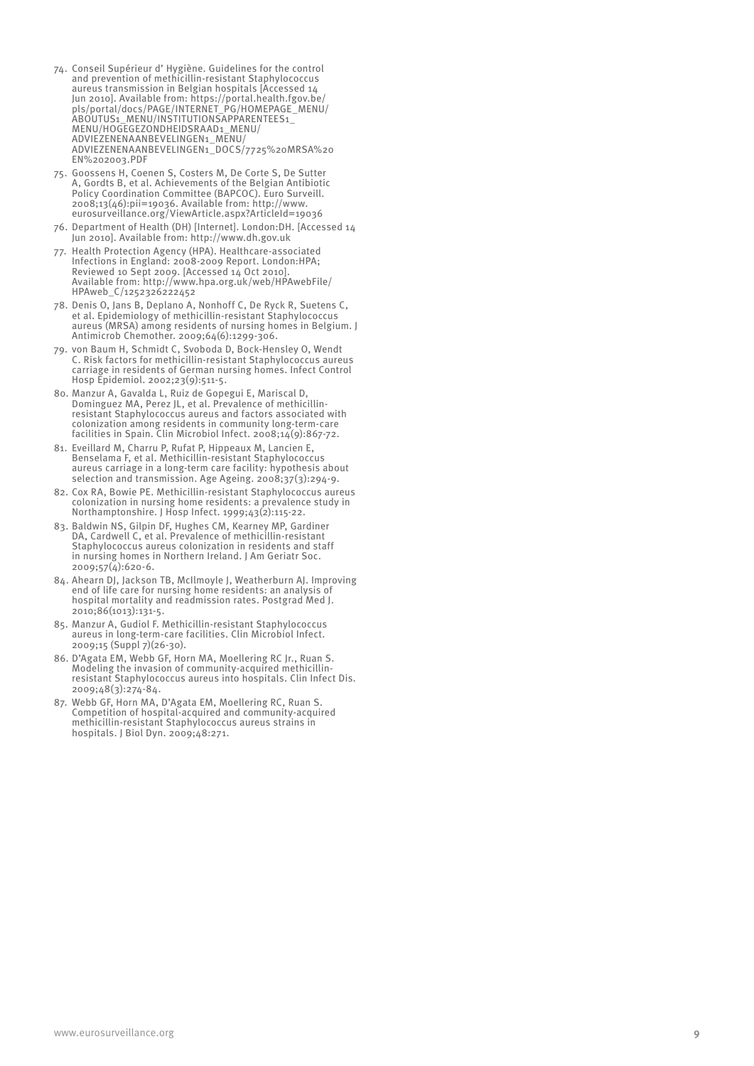74. Conseil Supérieur d' Hygiène. Guidelines for the control and prevention of methicillin-resistant Staphylococcus aureus transmission in Belgian hospitals [Accessed 14 Jun 2010]. Available from: https://portal.health.fgov.be/pls/portal/docs/PAGE/INTERNET_PG/HOMEPAGE_MENU/ABOUTUS1_MENU/INSTITUTIONSAPPARENTEES1_MENU/HOGEGEZONDHEIDSRAAD1_MENU/ADVIEZENENAANBEVELINGEN1_MENU/ADVIEZENENAANBEVELINGEN1_DOCS/7725%20MRSA%20EN%202003.PDF
75. Goossens H, Coenen S, Costers M, De Corte S, De Sutter A, Gordts B, et al. Achievements of the Belgian Antibiotic Policy Coordination Committee (BAPCOC). Euro Surveill. 2008;13(46):pii=19036. Available from: http://www.eurosurveillance.org/ViewArticle.aspx?ArticleId=19036
76. Department of Health (DH) [Internet]. London:DH. [Accessed 14 Jun 2010]. Available from: http://www.dh.gov.uk
77. Health Protection Agency (HPA). Healthcare-associated Infections in England: 2008-2009 Report. London:HPA; Reviewed 10 Sept 2009. [Accessed 14 Oct 2010]. Available from: http://www.hpa.org.uk/web/HPAwebFile/HPAweb_C/1252326222452
78. Denis O, Jans B, Deplano A, Nonhoff C, De Ryck R, Suetens C, et al. Epidemiology of methicillin-resistant Staphylococcus aureus (MRSA) among residents of nursing homes in Belgium. J Antimicrob Chemother. 2009;64(6):1299-306.
79. von Baum H, Schmidt C, Svoboda D, Bock-Hensley O, Wendt C. Risk factors for methicillin-resistant Staphylococcus aureus carriage in residents of German nursing homes. Infect Control Hosp Epidemiol. 2002;23(9):511-5.
80. Manzur A, Gavalda L, Ruiz de Gopegui E, Mariscal D, Dominguez MA, Perez JL, et al. Prevalence of methicillin-resistant Staphylococcus aureus and factors associated with colonization among residents in community long-term-care facilities in Spain. Clin Microbiol Infect. 2008;14(9):867-72.
81. Eveillard M, Charru P, Rufat P, Hippeaux M, Lancien E, Benselama F, et al. Methicillin-resistant Staphylococcus aureus carriage in a long-term care facility: hypothesis about selection and transmission. Age Ageing. 2008;37(3):294-9.
82. Cox RA, Bowie PE. Methicillin-resistant Staphylococcus aureus colonization in nursing home residents: a prevalence study in Northamptonshire. J Hosp Infect. 1999;43(2):115-22.
83. Baldwin NS, Gilpin DF, Hughes CM, Kearney MP, Gardiner DA, Cardwell C, et al. Prevalence of methicillin-resistant Staphylococcus aureus colonization in residents and staff in nursing homes in Northern Ireland. J Am Geriatr Soc. 2009;57(4):620-6.
84. Ahearn DJ, Jackson TB, McIlmoyle J, Weatherburn AJ. Improving end of life care for nursing home residents: an analysis of hospital mortality and readmission rates. Postgrad Med J. 2010;86(1013):131-5.
85. Manzur A, Gudiol F. Methicillin-resistant Staphylococcus aureus in long-term-care facilities. Clin Microbiol Infect. 2009;15 (Suppl 7)(26-30).
86. D'Agata EM, Webb GF, Horn MA, Moellering RC Jr., Ruan S. Modeling the invasion of community-acquired methicillin-resistant Staphylococcus aureus into hospitals. Clin Infect Dis. 2009;48(3):274-84.
87. Webb GF, Horn MA, D'Agata EM, Moellering RC, Ruan S. Competition of hospital-acquired and community-acquired methicillin-resistant Staphylococcus aureus strains in hospitals. J Biol Dyn. 2009;48:271.